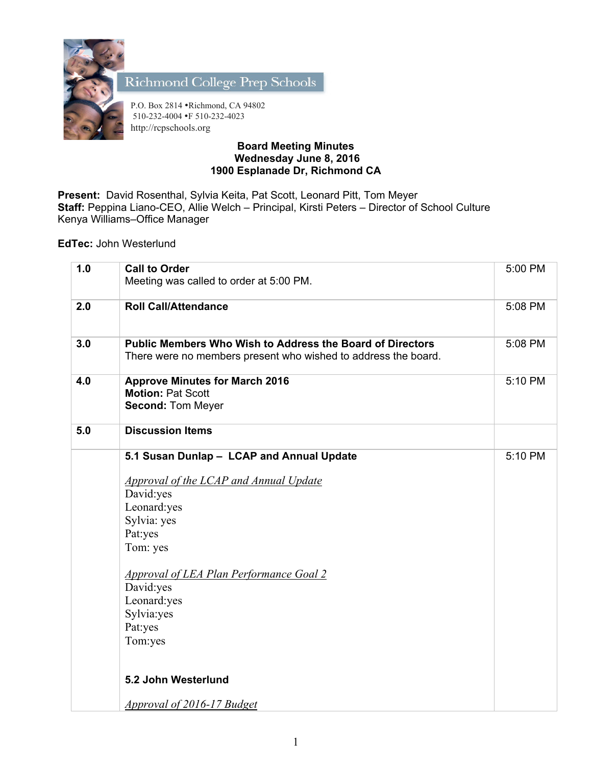Richmond College Prep Schools

P.O. Box 2814 •Richmond, CA 94802
510-232-4004 •F 510-232-4023
http://rcpschools.org

**Board Meeting Minutes**
**Wednesday June 8, 2016**
**1900 Esplanade Dr, Richmond CA**

**Present:** David Rosenthal, Sylvia Keita, Pat Scott, Leonard Pitt, Tom Meyer
**Staff:** Peppina Liano-CEO, Allie Welch – Principal, Kirsti Peters – Director of School Culture
Kenya Williams–Office Manager

**EdTec:** John Westerlund

| | | |
|---|---|---|
| **1.0** | **Call to Order**<br>Meeting was called to order at 5:00 PM. | 5:00 PM |
| **2.0** | **Roll Call/Attendance** | 5:08 PM |
| **3.0** | **Public Members Who Wish to Address the Board of Directors**<br>There were no members present who wished to address the board. | 5:08 PM |
| **4.0** | **Approve Minutes for March 2016**<br>**Motion:** Pat Scott<br>**Second:** Tom Meyer | 5:10 PM |
| **5.0** | **Discussion Items** | |
| | **5.1 Susan Dunlap – LCAP and Annual Update**<br><br>*Approval of the LCAP and Annual Update*<br>David:yes<br>Leonard:yes<br>Sylvia: yes<br>Pat:yes<br>Tom: yes<br><br>*Approval of LEA Plan Performance Goal 2*<br>David:yes<br>Leonard:yes<br>Sylvia:yes<br>Pat:yes<br>Tom:yes<br><br>**5.2 John Westerlund**<br><br>*Approval of 2016-17 Budget* | 5:10 PM |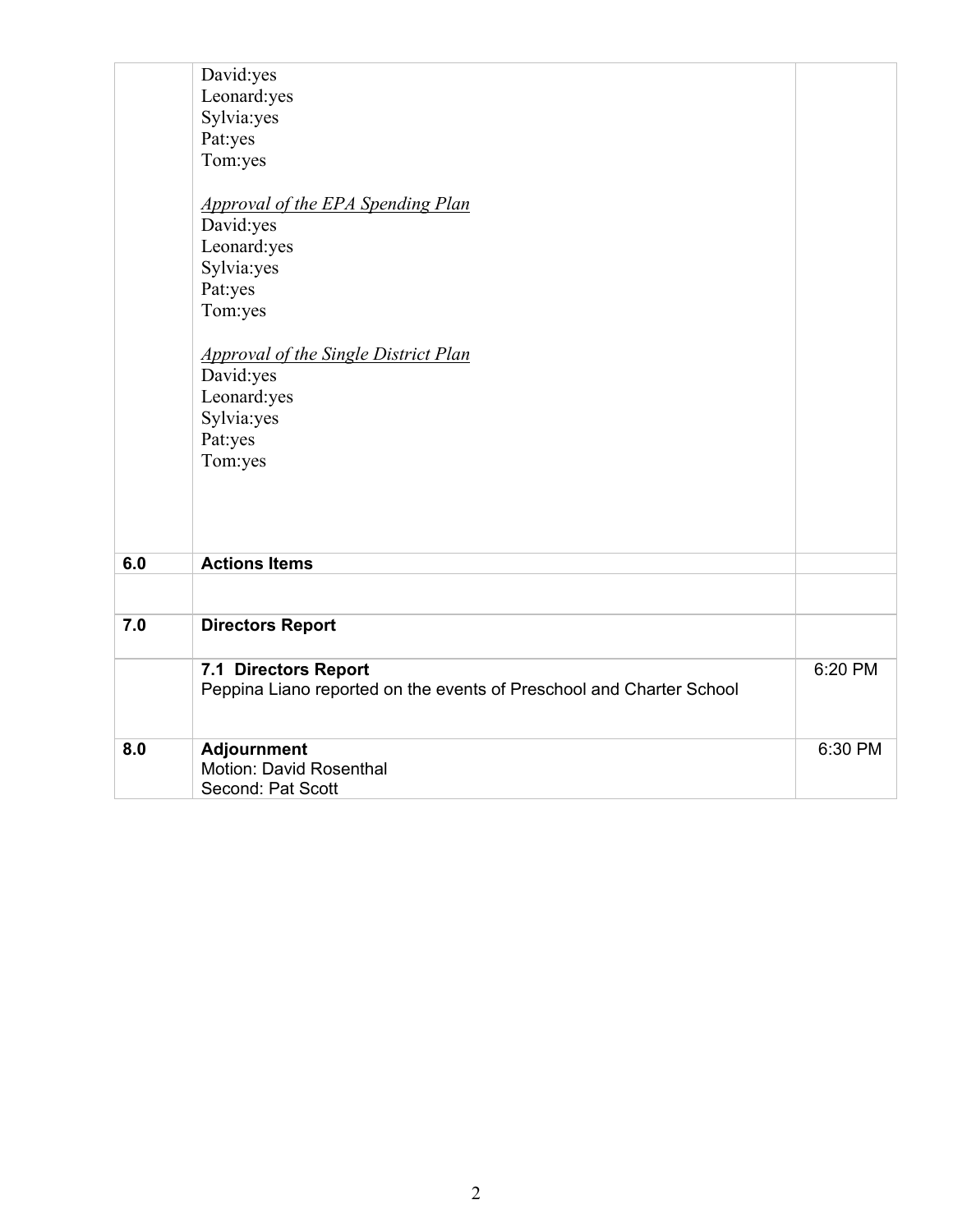| | | |
|---|---|---|
| | David:yes<br>Leonard:yes<br>Sylvia:yes<br>Pat:yes<br>Tom:yes<br><br>*Approval of the EPA Spending Plan*<br>David:yes<br>Leonard:yes<br>Sylvia:yes<br>Pat:yes<br>Tom:yes<br><br>*Approval of the Single District Plan*<br>David:yes<br>Leonard:yes<br>Sylvia:yes<br>Pat:yes<br>Tom:yes | |
| **6.0** | **Actions Items** | |
| | | |
| **7.0** | **Directors Report** | |
| | **7.1 Directors Report**<br>Peppina Liano reported on the events of Preschool and Charter School | 6:20 PM |
| **8.0** | **Adjournment**<br>Motion: David Rosenthal<br>Second: Pat Scott | 6:30 PM |